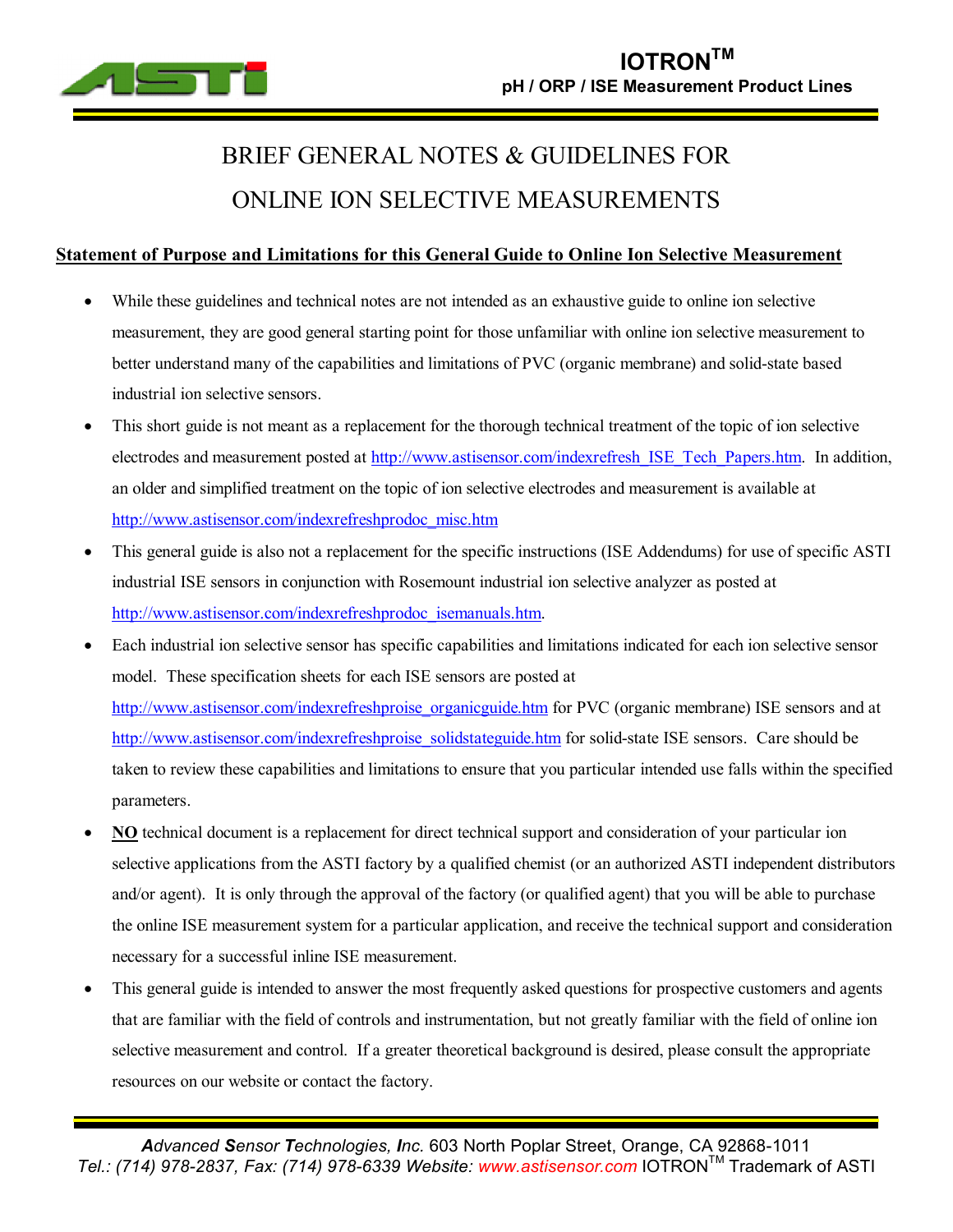# BRIEF GENERAL NOTES & GUIDELINES FOR ONLINE ION SELECTIVE MEASUREMENTS

## Statement of Purpose and Limitations for this General Guide to Online Ion Selective Measurement

- While these guidelines and technical notes are not intended as an exhaustive guide to online ion selective measurement, they are good general starting point for those unfamiliar with online ion selective measurement to better understand many of the capabilities and limitations of PVC (organic membrane) and solid-state based industrial ion selective sensors.
- This short guide is not meant as a replacement for the thorough technical treatment of the topic of ion selective electrodes and measurement posted at http://www.astisensor.com/indexrefresh_ISE_Tech_Papers.htm. In addition, an older and simplified treatment on the topic of ion selective electrodes and measurement is available at http://www.astisensor.com/indexrefreshprodoc_misc.htm
- This general guide is also not a replacement for the specific instructions (ISE Addendums) for use of specific ASTI industrial ISE sensors in conjunction with Rosemount industrial ion selective analyzer as posted at http://www.astisensor.com/indexrefreshprodoc_isemanuals.htm.
- Each industrial ion selective sensor has specific capabilities and limitations indicated for each ion selective sensor model. These specification sheets for each ISE sensors are posted at http://www.astisensor.com/indexrefreshproise_organicguide.htm for PVC (organic membrane) ISE sensors and at http://www.astisensor.com/indexrefreshproise_solidstateguide.htm for solid-state ISE sensors. Care should be taken to review these capabilities and limitations to ensure that you particular intended use falls within the specified parameters.
- **NO** technical document is a replacement for direct technical support and consideration of your particular ion selective applications from the ASTI factory by a qualified chemist (or an authorized ASTI independent distributors and/or agent). It is only through the approval of the factory (or qualified agent) that you will be able to purchase the online ISE measurement system for a particular application, and receive the technical support and consideration necessary for a successful inline ISE measurement.
- This general guide is intended to answer the most frequently asked questions for prospective customers and agents that are familiar with the field of controls and instrumentation, but not greatly familiar with the field of online ion selective measurement and control. If a greater theoretical background is desired, please consult the appropriate resources on our website or contact the factory.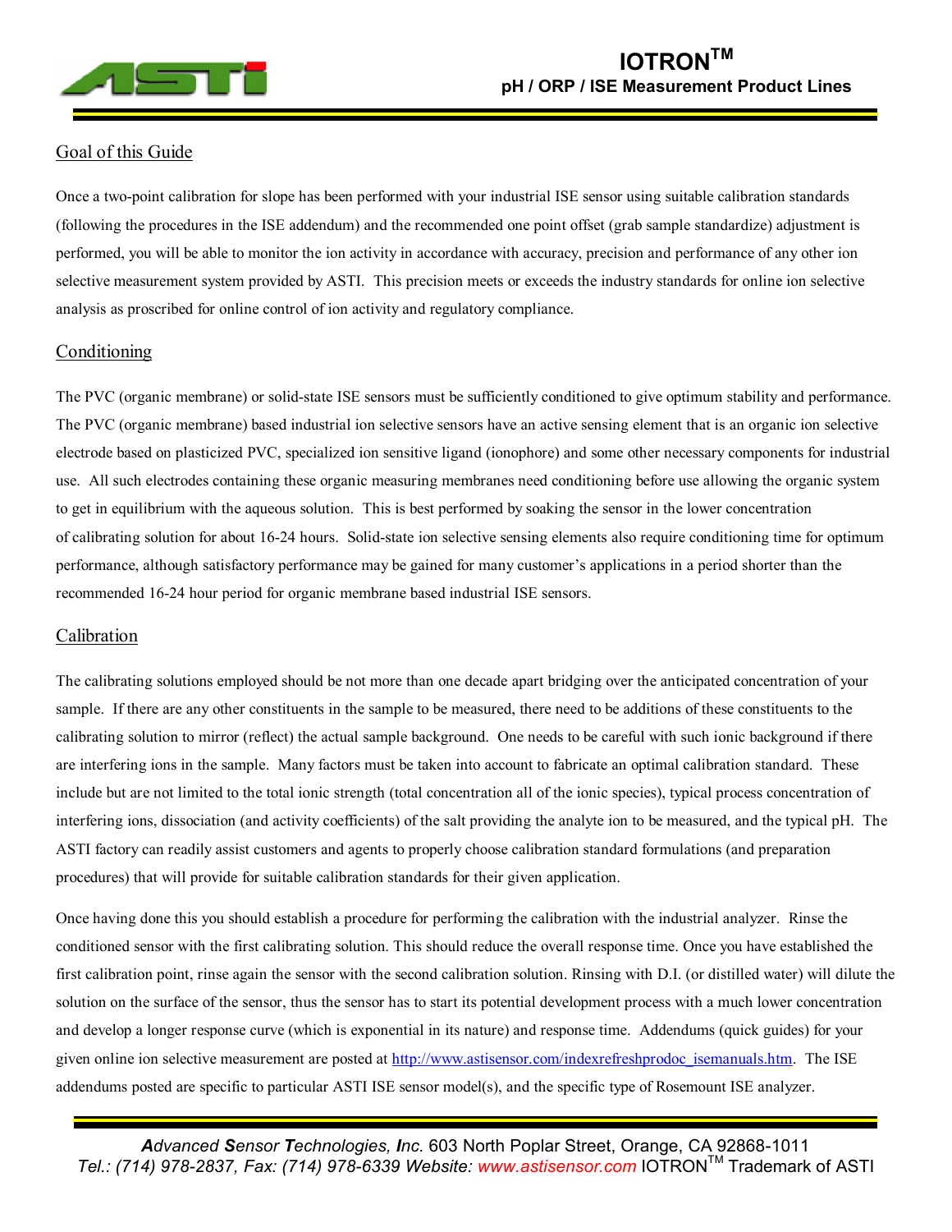## Goal of this Guide

Once a two-point calibration for slope has been performed with your industrial ISE sensor using suitable calibration standards (following the procedures in the ISE addendum) and the recommended one point offset (grab sample standardize) adjustment is performed, you will be able to monitor the ion activity in accordance with accuracy, precision and performance of any other ion selective measurement system provided by ASTI. This precision meets or exceeds the industry standards for online ion selective analysis as proscribed for online control of ion activity and regulatory compliance.

## Conditioning

The PVC (organic membrane) or solid-state ISE sensors must be sufficiently conditioned to give optimum stability and performance. The PVC (organic membrane) based industrial ion selective sensors have an active sensing element that is an organic ion selective electrode based on plasticized PVC, specialized ion sensitive ligand (ionophore) and some other necessary components for industrial use. All such electrodes containing these organic measuring membranes need conditioning before use allowing the organic system to get in equilibrium with the aqueous solution. This is best performed by soaking the sensor in the lower concentration of calibrating solution for about 16-24 hours. Solid-state ion selective sensing elements also require conditioning time for optimum performance, although satisfactory performance may be gained for many customer's applications in a period shorter than the recommended 16-24 hour period for organic membrane based industrial ISE sensors.

## Calibration

The calibrating solutions employed should be not more than one decade apart bridging over the anticipated concentration of your sample. If there are any other constituents in the sample to be measured, there need to be additions of these constituents to the calibrating solution to mirror (reflect) the actual sample background. One needs to be careful with such ionic background if there are interfering ions in the sample. Many factors must be taken into account to fabricate an optimal calibration standard. These include but are not limited to the total ionic strength (total concentration all of the ionic species), typical process concentration of interfering ions, dissociation (and activity coefficients) of the salt providing the analyte ion to be measured, and the typical pH. The ASTI factory can readily assist customers and agents to properly choose calibration standard formulations (and preparation procedures) that will provide for suitable calibration standards for their given application.

Once having done this you should establish a procedure for performing the calibration with the industrial analyzer. Rinse the conditioned sensor with the first calibrating solution. This should reduce the overall response time. Once you have established the first calibration point, rinse again the sensor with the second calibration solution. Rinsing with D.I. (or distilled water) will dilute the solution on the surface of the sensor, thus the sensor has to start its potential development process with a much lower concentration and develop a longer response curve (which is exponential in its nature) and response time. Addendums (quick guides) for your given online ion selective measurement are posted at http://www.astisensor.com/indexrefreshprodoc_isemanuals.htm. The ISE addendums posted are specific to particular ASTI ISE sensor model(s), and the specific type of Rosemount ISE analyzer.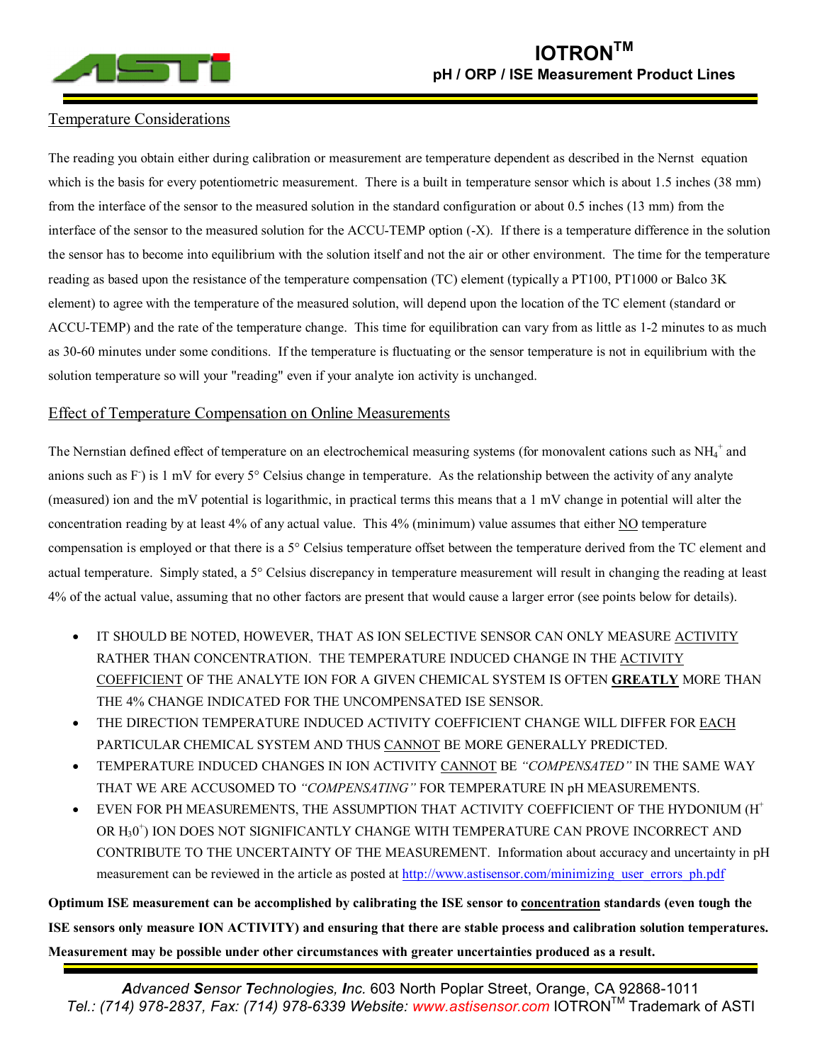## Temperature Considerations

The reading you obtain either during calibration or measurement are temperature dependent as described in the Nernst equation which is the basis for every potentiometric measurement. There is a built in temperature sensor which is about 1.5 inches (38 mm) from the interface of the sensor to the measured solution in the standard configuration or about 0.5 inches (13 mm) from the interface of the sensor to the measured solution for the ACCU-TEMP option (-X). If there is a temperature difference in the solution the sensor has to become into equilibrium with the solution itself and not the air or other environment. The time for the temperature reading as based upon the resistance of the temperature compensation (TC) element (typically a PT100, PT1000 or Balco 3K element) to agree with the temperature of the measured solution, will depend upon the location of the TC element (standard or ACCU-TEMP) and the rate of the temperature change. This time for equilibration can vary from as little as 1-2 minutes to as much as 30-60 minutes under some conditions. If the temperature is fluctuating or the sensor temperature is not in equilibrium with the solution temperature so will your "reading" even if your analyte ion activity is unchanged.

## Effect of Temperature Compensation on Online Measurements

The Nernstian defined effect of temperature on an electrochemical measuring systems (for monovalent cations such as $NH_4^+$ and anions such as $F^-$) is 1 mV for every 5° Celsius change in temperature. As the relationship between the activity of any analyte (measured) ion and the mV potential is logarithmic, in practical terms this means that a 1 mV change in potential will alter the concentration reading by at least 4% of any actual value. This 4% (minimum) value assumes that either NO temperature compensation is employed or that there is a 5° Celsius temperature offset between the temperature derived from the TC element and actual temperature. Simply stated, a 5° Celsius discrepancy in temperature measurement will result in changing the reading at least 4% of the actual value, assuming that no other factors are present that would cause a larger error (see points below for details).

- IT SHOULD BE NOTED, HOWEVER, THAT AS ION SELECTIVE SENSOR CAN ONLY MEASURE ACTIVITY RATHER THAN CONCENTRATION. THE TEMPERATURE INDUCED CHANGE IN THE ACTIVITY COEFFICIENT OF THE ANALYTE ION FOR A GIVEN CHEMICAL SYSTEM IS OFTEN **GREATLY** MORE THAN THE 4% CHANGE INDICATED FOR THE UNCOMPENSATED ISE SENSOR.
- THE DIRECTION TEMPERATURE INDUCED ACTIVITY COEFFICIENT CHANGE WILL DIFFER FOR EACH PARTICULAR CHEMICAL SYSTEM AND THUS CANNOT BE MORE GENERALLY PREDICTED.
- TEMPERATURE INDUCED CHANGES IN ION ACTIVITY CANNOT BE *"COMPENSATED"* IN THE SAME WAY THAT WE ARE ACCUSOMED TO *"COMPENSATING"* FOR TEMPERATURE IN pH MEASUREMENTS.
- EVEN FOR PH MEASUREMENTS, THE ASSUMPTION THAT ACTIVITY COEFFICIENT OF THE HYDONIUM ($H^+$ OR $H_30^+$) ION DOES NOT SIGNIFICANTLY CHANGE WITH TEMPERATURE CAN PROVE INCORRECT AND CONTRIBUTE TO THE UNCERTAINTY OF THE MEASUREMENT. Information about accuracy and uncertainty in pH measurement can be reviewed in the article as posted at http://www.astisensor.com/minimizing_user_errors_ph.pdf

**Optimum ISE measurement can be accomplished by calibrating the ISE sensor to concentration standards (even tough the ISE sensors only measure ION ACTIVITY) and ensuring that there are stable process and calibration solution temperatures. Measurement may be possible under other circumstances with greater uncertainties produced as a result.**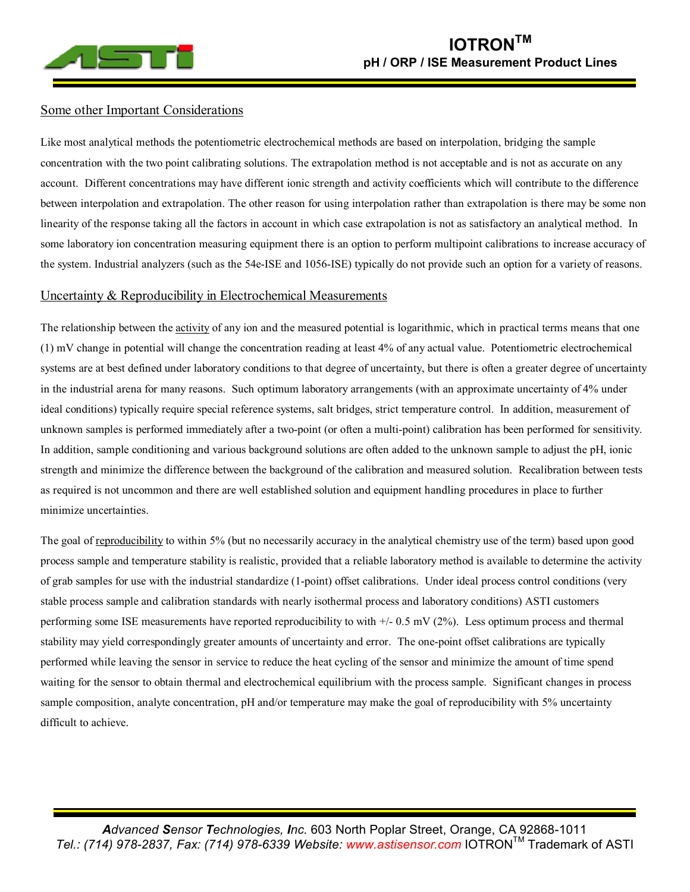## Some other Important Considerations

Like most analytical methods the potentiometric electrochemical methods are based on interpolation, bridging the sample concentration with the two point calibrating solutions. The extrapolation method is not acceptable and is not as accurate on any account. Different concentrations may have different ionic strength and activity coefficients which will contribute to the difference between interpolation and extrapolation. The other reason for using interpolation rather than extrapolation is there may be some non linearity of the response taking all the factors in account in which case extrapolation is not as satisfactory an analytical method. In some laboratory ion concentration measuring equipment there is an option to perform multipoint calibrations to increase accuracy of the system. Industrial analyzers (such as the 54e-ISE and 1056-ISE) typically do not provide such an option for a variety of reasons.

## Uncertainty & Reproducibility in Electrochemical Measurements

The relationship between the activity of any ion and the measured potential is logarithmic, which in practical terms means that one (1) mV change in potential will change the concentration reading at least 4% of any actual value. Potentiometric electrochemical systems are at best defined under laboratory conditions to that degree of uncertainty, but there is often a greater degree of uncertainty in the industrial arena for many reasons. Such optimum laboratory arrangements (with an approximate uncertainty of 4% under ideal conditions) typically require special reference systems, salt bridges, strict temperature control. In addition, measurement of unknown samples is performed immediately after a two-point (or often a multi-point) calibration has been performed for sensitivity. In addition, sample conditioning and various background solutions are often added to the unknown sample to adjust the pH, ionic strength and minimize the difference between the background of the calibration and measured solution. Recalibration between tests as required is not uncommon and there are well established solution and equipment handling procedures in place to further minimize uncertainties.

The goal of reproducibility to within 5% (but no necessarily accuracy in the analytical chemistry use of the term) based upon good process sample and temperature stability is realistic, provided that a reliable laboratory method is available to determine the activity of grab samples for use with the industrial standardize (1-point) offset calibrations. Under ideal process control conditions (very stable process sample and calibration standards with nearly isothermal process and laboratory conditions) ASTI customers performing some ISE measurements have reported reproducibility to with +/- 0.5 mV (2%). Less optimum process and thermal stability may yield correspondingly greater amounts of uncertainty and error. The one-point offset calibrations are typically performed while leaving the sensor in service to reduce the heat cycling of the sensor and minimize the amount of time spend waiting for the sensor to obtain thermal and electrochemical equilibrium with the process sample. Significant changes in process sample composition, analyte concentration, pH and/or temperature may make the goal of reproducibility with 5% uncertainty difficult to achieve.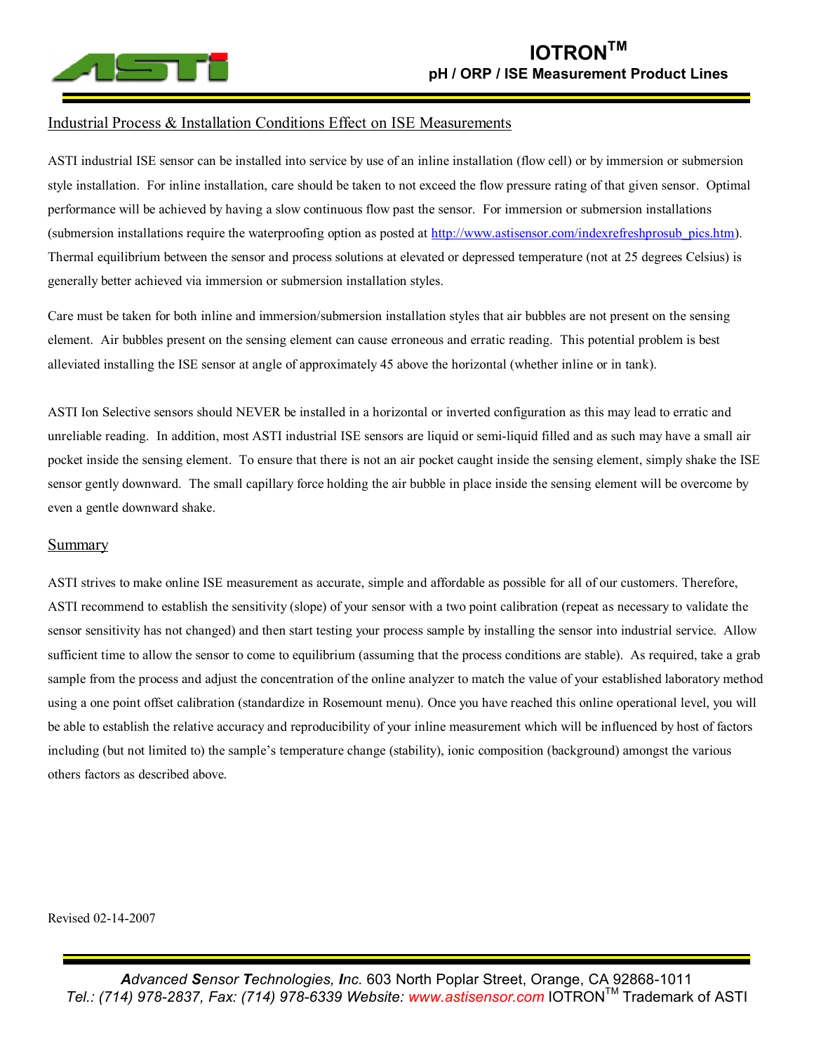## Industrial Process & Installation Conditions Effect on ISE Measurements

ASTI industrial ISE sensor can be installed into service by use of an inline installation (flow cell) or by immersion or submersion style installation. For inline installation, care should be taken to not exceed the flow pressure rating of that given sensor. Optimal performance will be achieved by having a slow continuous flow past the sensor. For immersion or submersion installations (submersion installations require the waterproofing option as posted at http://www.astisensor.com/indexrefreshprosub_pics.htm). Thermal equilibrium between the sensor and process solutions at elevated or depressed temperature (not at 25 degrees Celsius) is generally better achieved via immersion or submersion installation styles.

Care must be taken for both inline and immersion/submersion installation styles that air bubbles are not present on the sensing element. Air bubbles present on the sensing element can cause erroneous and erratic reading. This potential problem is best alleviated installing the ISE sensor at angle of approximately 45 above the horizontal (whether inline or in tank).

ASTI Ion Selective sensors should NEVER be installed in a horizontal or inverted configuration as this may lead to erratic and unreliable reading. In addition, most ASTI industrial ISE sensors are liquid or semi-liquid filled and as such may have a small air pocket inside the sensing element. To ensure that there is not an air pocket caught inside the sensing element, simply shake the ISE sensor gently downward. The small capillary force holding the air bubble in place inside the sensing element will be overcome by even a gentle downward shake.

## Summary

ASTI strives to make online ISE measurement as accurate, simple and affordable as possible for all of our customers. Therefore, ASTI recommend to establish the sensitivity (slope) of your sensor with a two point calibration (repeat as necessary to validate the sensor sensitivity has not changed) and then start testing your process sample by installing the sensor into industrial service. Allow sufficient time to allow the sensor to come to equilibrium (assuming that the process conditions are stable). As required, take a grab sample from the process and adjust the concentration of the online analyzer to match the value of your established laboratory method using a one point offset calibration (standardize in Rosemount menu). Once you have reached this online operational level, you will be able to establish the relative accuracy and reproducibility of your inline measurement which will be influenced by host of factors including (but not limited to) the sample's temperature change (stability), ionic composition (backgound) amongst the various others factors as described above.

Revised 02-14-2007